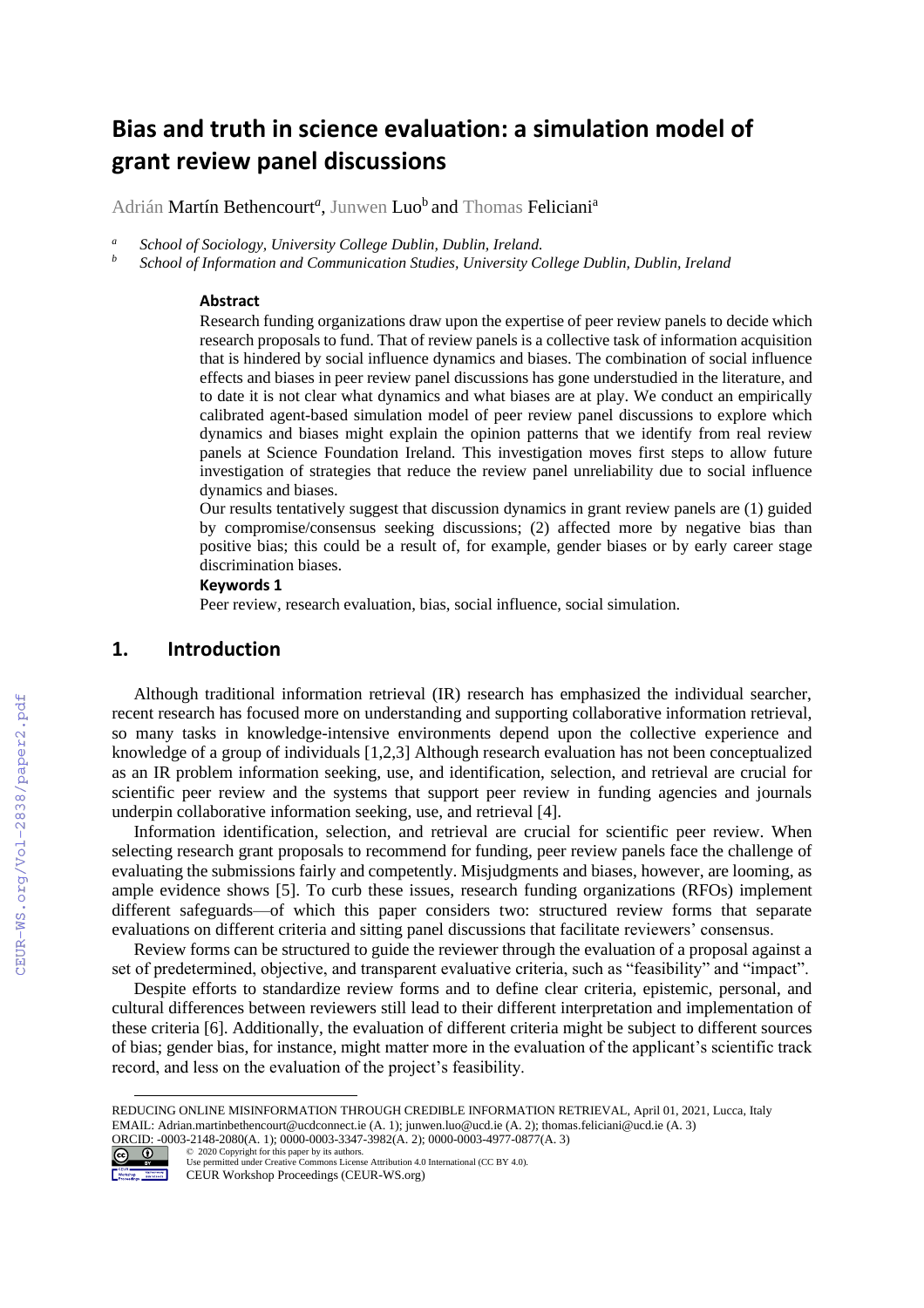# Bias and truth in science evaluation: a simulation model of grant review panel discussions

Adrián Martín Bethencourt[a], Junwen Luo[b] and Thomas Feliciani[a]

[a] School of Sociology, University College Dublin, Dublin, Ireland.

[b] School of Information and Communication Studies, University College Dublin, Dublin, Ireland

### Abstract

Research funding organizations draw upon the expertise of peer review panels to decide which research proposals to fund. That of review panels is a collective task of information acquisition that is hindered by social influence dynamics and biases. The combination of social influence effects and biases in peer review panel discussions has gone understudied in the literature, and to date it is not clear what dynamics and what biases are at play. We conduct an empirically calibrated agent-based simulation model of peer review panel discussions to explore which dynamics and biases might explain the opinion patterns that we identify from real review panels at Science Foundation Ireland. This investigation moves first steps to allow future investigation of strategies that reduce the review panel unreliability due to social influence dynamics and biases.

Our results tentatively suggest that discussion dynamics in grant review panels are (1) guided by compromise/consensus seeking discussions; (2) affected more by negative bias than positive bias; this could be a result of, for example, gender biases or by early career stage discrimination biases.

### Keywords 1

Peer review, research evaluation, bias, social influence, social simulation.

## 1. Introduction

Although traditional information retrieval (IR) research has emphasized the individual searcher, recent research has focused more on understanding and supporting collaborative information retrieval, so many tasks in knowledge-intensive environments depend upon the collective experience and knowledge of a group of individuals [1,2,3] Although research evaluation has not been conceptualized as an IR problem information seeking, use, and identification, selection, and retrieval are crucial for scientific peer review and the systems that support peer review in funding agencies and journals underpin collaborative information seeking, use, and retrieval [4].

Information identification, selection, and retrieval are crucial for scientific peer review. When selecting research grant proposals to recommend for funding, peer review panels face the challenge of evaluating the submissions fairly and competently. Misjudgments and biases, however, are looming, as ample evidence shows [5]. To curb these issues, research funding organizations (RFOs) implement different safeguards—of which this paper considers two: structured review forms that separate evaluations on different criteria and sitting panel discussions that facilitate reviewers' consensus.

Review forms can be structured to guide the reviewer through the evaluation of a proposal against a set of predetermined, objective, and transparent evaluative criteria, such as "feasibility" and "impact".

Despite efforts to standardize review forms and to define clear criteria, epistemic, personal, and cultural differences between reviewers still lead to their different interpretation and implementation of these criteria [6]. Additionally, the evaluation of different criteria might be subject to different sources of bias; gender bias, for instance, might matter more in the evaluation of the applicant's scientific track record, and less on the evaluation of the project's feasibility.

REDUCING ONLINE MISINFORMATION THROUGH CREDIBLE INFORMATION RETRIEVAL, April 01, 2021, Lucca, Italy
EMAIL: Adrian.martinbethencourt@ucdconnect.ie (A. 1); junwen.luo@ucd.ie (A. 2); thomas.feliciani@ucd.ie (A. 3)
ORCID: -0003-2148-2080(A. 1); 0000-0003-3347-3982(A. 2); 0000-0003-4977-0877(A. 3)
© 2020 Copyright for this paper by its authors.
Use permitted under Creative Commons License Attribution 4.0 International (CC BY 4.0).
CEUR Workshop Proceedings (CEUR-WS.org)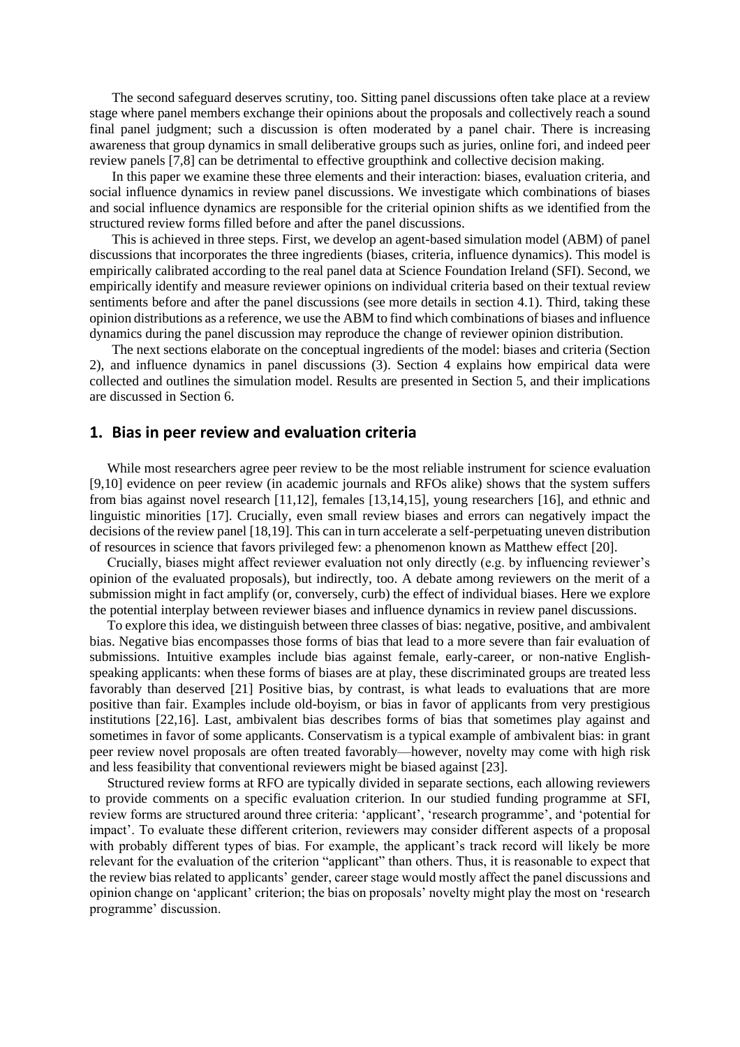The second safeguard deserves scrutiny, too. Sitting panel discussions often take place at a review stage where panel members exchange their opinions about the proposals and collectively reach a sound final panel judgment; such a discussion is often moderated by a panel chair. There is increasing awareness that group dynamics in small deliberative groups such as juries, online fori, and indeed peer review panels [7,8] can be detrimental to effective groupthink and collective decision making.

In this paper we examine these three elements and their interaction: biases, evaluation criteria, and social influence dynamics in review panel discussions. We investigate which combinations of biases and social influence dynamics are responsible for the criterial opinion shifts as we identified from the structured review forms filled before and after the panel discussions.

This is achieved in three steps. First, we develop an agent-based simulation model (ABM) of panel discussions that incorporates the three ingredients (biases, criteria, influence dynamics). This model is empirically calibrated according to the real panel data at Science Foundation Ireland (SFI). Second, we empirically identify and measure reviewer opinions on individual criteria based on their textual review sentiments before and after the panel discussions (see more details in section 4.1). Third, taking these opinion distributions as a reference, we use the ABM to find which combinations of biases and influence dynamics during the panel discussion may reproduce the change of reviewer opinion distribution.

The next sections elaborate on the conceptual ingredients of the model: biases and criteria (Section 2), and influence dynamics in panel discussions (3). Section 4 explains how empirical data were collected and outlines the simulation model. Results are presented in Section 5, and their implications are discussed in Section 6.

## 1. Bias in peer review and evaluation criteria

While most researchers agree peer review to be the most reliable instrument for science evaluation [9,10] evidence on peer review (in academic journals and RFOs alike) shows that the system suffers from bias against novel research [11,12], females [13,14,15], young researchers [16], and ethnic and linguistic minorities [17]. Crucially, even small review biases and errors can negatively impact the decisions of the review panel [18,19]. This can in turn accelerate a self-perpetuating uneven distribution of resources in science that favors privileged few: a phenomenon known as Matthew effect [20].

Crucially, biases might affect reviewer evaluation not only directly (e.g. by influencing reviewer's opinion of the evaluated proposals), but indirectly, too. A debate among reviewers on the merit of a submission might in fact amplify (or, conversely, curb) the effect of individual biases. Here we explore the potential interplay between reviewer biases and influence dynamics in review panel discussions.

To explore this idea, we distinguish between three classes of bias: negative, positive, and ambivalent bias. Negative bias encompasses those forms of bias that lead to a more severe than fair evaluation of submissions. Intuitive examples include bias against female, early-career, or non-native English-speaking applicants: when these forms of biases are at play, these discriminated groups are treated less favorably than deserved [21] Positive bias, by contrast, is what leads to evaluations that are more positive than fair. Examples include old-boyism, or bias in favor of applicants from very prestigious institutions [22,16]. Last, ambivalent bias describes forms of bias that sometimes play against and sometimes in favor of some applicants. Conservatism is a typical example of ambivalent bias: in grant peer review novel proposals are often treated favorably—however, novelty may come with high risk and less feasibility that conventional reviewers might be biased against [23].

Structured review forms at RFO are typically divided in separate sections, each allowing reviewers to provide comments on a specific evaluation criterion. In our studied funding programme at SFI, review forms are structured around three criteria: 'applicant', 'research programme', and 'potential for impact'. To evaluate these different criterion, reviewers may consider different aspects of a proposal with probably different types of bias. For example, the applicant's track record will likely be more relevant for the evaluation of the criterion "applicant" than others. Thus, it is reasonable to expect that the review bias related to applicants' gender, career stage would mostly affect the panel discussions and opinion change on 'applicant' criterion; the bias on proposals' novelty might play the most on 'research programme' discussion.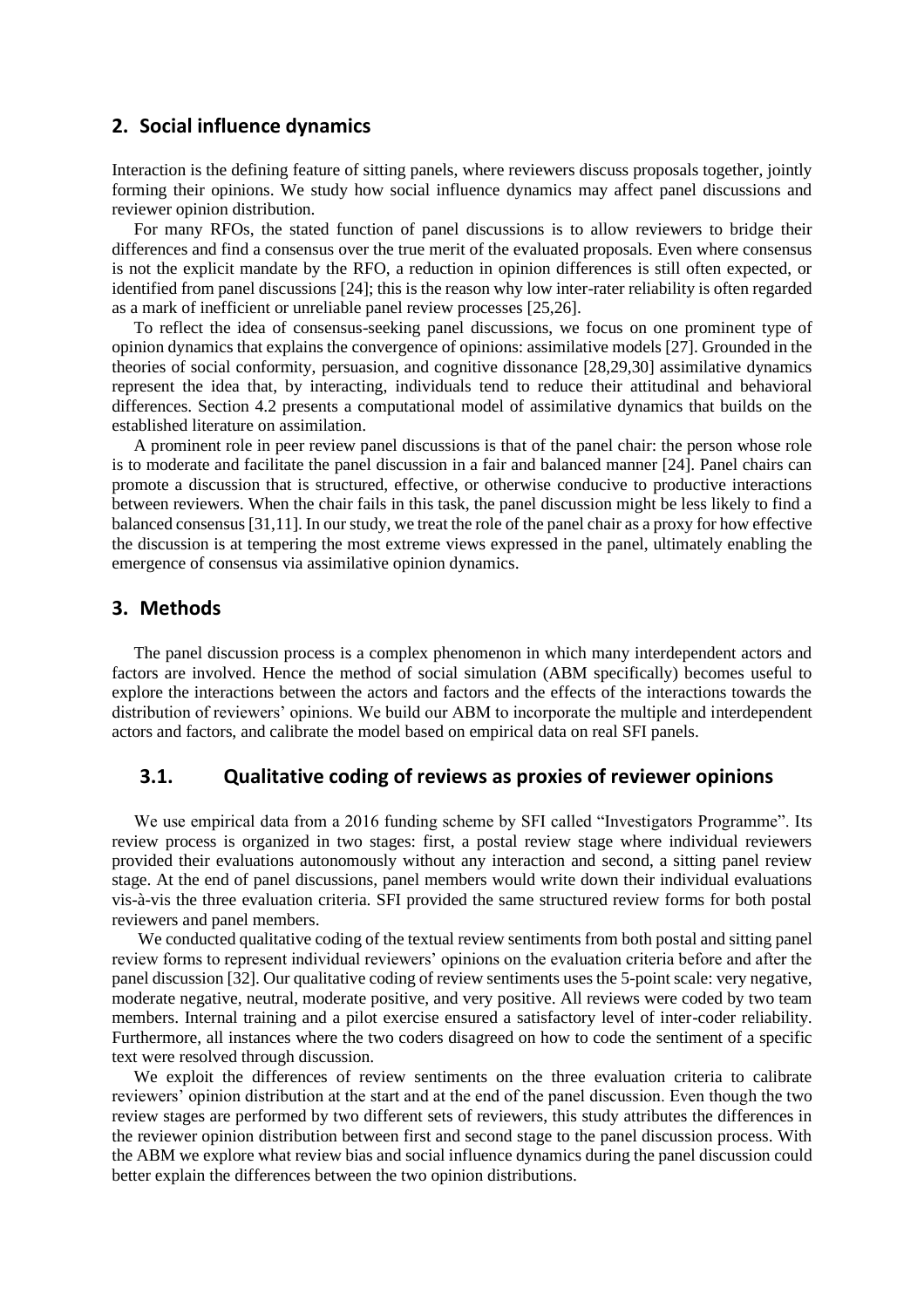## 2. Social influence dynamics

Interaction is the defining feature of sitting panels, where reviewers discuss proposals together, jointly forming their opinions. We study how social influence dynamics may affect panel discussions and reviewer opinion distribution.

For many RFOs, the stated function of panel discussions is to allow reviewers to bridge their differences and find a consensus over the true merit of the evaluated proposals. Even where consensus is not the explicit mandate by the RFO, a reduction in opinion differences is still often expected, or identified from panel discussions [24]; this is the reason why low inter-rater reliability is often regarded as a mark of inefficient or unreliable panel review processes [25,26].

To reflect the idea of consensus-seeking panel discussions, we focus on one prominent type of opinion dynamics that explains the convergence of opinions: assimilative models [27]. Grounded in the theories of social conformity, persuasion, and cognitive dissonance [28,29,30] assimilative dynamics represent the idea that, by interacting, individuals tend to reduce their attitudinal and behavioral differences. Section 4.2 presents a computational model of assimilative dynamics that builds on the established literature on assimilation.

A prominent role in peer review panel discussions is that of the panel chair: the person whose role is to moderate and facilitate the panel discussion in a fair and balanced manner [24]. Panel chairs can promote a discussion that is structured, effective, or otherwise conducive to productive interactions between reviewers. When the chair fails in this task, the panel discussion might be less likely to find a balanced consensus [31,11]. In our study, we treat the role of the panel chair as a proxy for how effective the discussion is at tempering the most extreme views expressed in the panel, ultimately enabling the emergence of consensus via assimilative opinion dynamics.

## 3. Methods

The panel discussion process is a complex phenomenon in which many interdependent actors and factors are involved. Hence the method of social simulation (ABM specifically) becomes useful to explore the interactions between the actors and factors and the effects of the interactions towards the distribution of reviewers' opinions. We build our ABM to incorporate the multiple and interdependent actors and factors, and calibrate the model based on empirical data on real SFI panels.

### 3.1. Qualitative coding of reviews as proxies of reviewer opinions

We use empirical data from a 2016 funding scheme by SFI called "Investigators Programme". Its review process is organized in two stages: first, a postal review stage where individual reviewers provided their evaluations autonomously without any interaction and second, a sitting panel review stage. At the end of panel discussions, panel members would write down their individual evaluations vis-à-vis the three evaluation criteria. SFI provided the same structured review forms for both postal reviewers and panel members.

We conducted qualitative coding of the textual review sentiments from both postal and sitting panel review forms to represent individual reviewers' opinions on the evaluation criteria before and after the panel discussion [32]. Our qualitative coding of review sentiments uses the 5-point scale: very negative, moderate negative, neutral, moderate positive, and very positive. All reviews were coded by two team members. Internal training and a pilot exercise ensured a satisfactory level of inter-coder reliability. Furthermore, all instances where the two coders disagreed on how to code the sentiment of a specific text were resolved through discussion.

We exploit the differences of review sentiments on the three evaluation criteria to calibrate reviewers' opinion distribution at the start and at the end of the panel discussion. Even though the two review stages are performed by two different sets of reviewers, this study attributes the differences in the reviewer opinion distribution between first and second stage to the panel discussion process. With the ABM we explore what review bias and social influence dynamics during the panel discussion could better explain the differences between the two opinion distributions.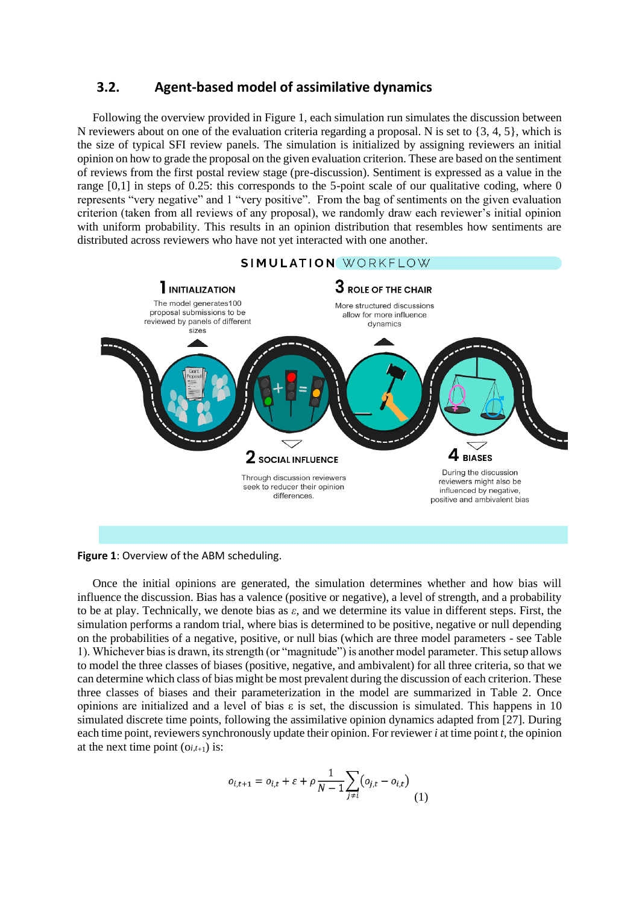## 3.2. Agent-based model of assimilative dynamics

Following the overview provided in Figure 1, each simulation run simulates the discussion between N reviewers about on one of the evaluation criteria regarding a proposal. N is set to {3, 4, 5}, which is the size of typical SFI review panels. The simulation is initialized by assigning reviewers an initial opinion on how to grade the proposal on the given evaluation criterion. These are based on the sentiment of reviews from the first postal review stage (pre-discussion). Sentiment is expressed as a value in the range [0,1] in steps of 0.25: this corresponds to the 5-point scale of our qualitative coding, where 0 represents "very negative" and 1 "very positive". From the bag of sentiments on the given evaluation criterion (taken from all reviews of any proposal), we randomly draw each reviewer's initial opinion with uniform probability. This results in an opinion distribution that resembles how sentiments are distributed across reviewers who have not yet interacted with one another.

**Figure 1**: Overview of the ABM scheduling.

Once the initial opinions are generated, the simulation determines whether and how bias will influence the discussion. Bias has a valence (positive or negative), a level of strength, and a probability to be at play. Technically, we denote bias as $\varepsilon$, and we determine its value in different steps. First, the simulation performs a random trial, where bias is determined to be positive, negative or null depending on the probabilities of a negative, positive, or null bias (which are three model parameters - see Table 1). Whichever bias is drawn, its strength (or "magnitude") is another model parameter. This setup allows to model the three classes of biases (positive, negative, and ambivalent) for all three criteria, so that we can determine which class of bias might be most prevalent during the discussion of each criterion. These three classes of biases and their parameterization in the model are summarized in Table 2. Once opinions are initialized and a level of bias $\varepsilon$ is set, the discussion is simulated. This happens in 10 simulated discrete time points, following the assimilative opinion dynamics adapted from [27]. During each time point, reviewers synchronously update their opinion. For reviewer *i* at time point *t*, the opinion at the next time point ($o_{i,t+1}$) is:

$$o_{i,t+1} = o_{i,t} + \varepsilon + \rho \frac{1}{N-1} \sum_{j \neq i} (o_{j,t} - o_{i,t}) \tag{1}$$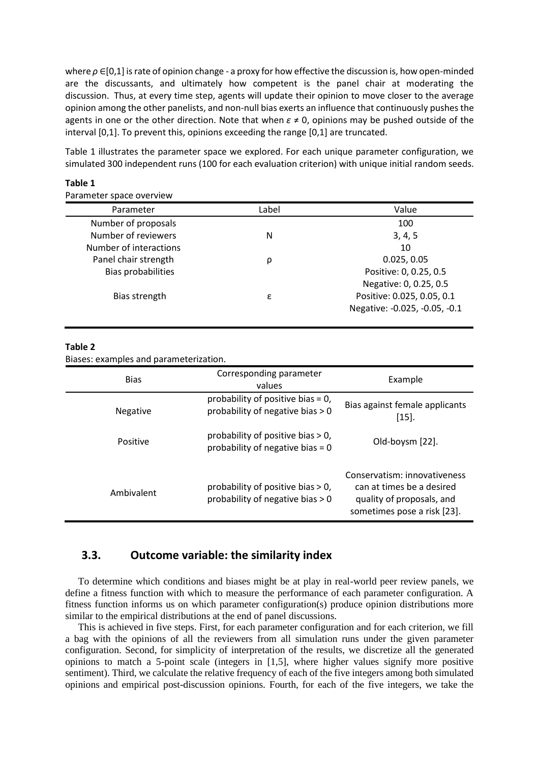where $\rho \in [0,1]$ is rate of opinion change - a proxy for how effective the discussion is, how open-minded are the discussants, and ultimately how competent is the panel chair at moderating the discussion. Thus, at every time step, agents will update their opinion to move closer to the average opinion among the other panelists, and non-null bias exerts an influence that continuously pushes the agents in one or the other direction. Note that when $\varepsilon \neq 0$, opinions may be pushed outside of the interval [0,1]. To prevent this, opinions exceeding the range [0,1] are truncated.

Table 1 illustrates the parameter space we explored. For each unique parameter configuration, we simulated 300 independent runs (100 for each evaluation criterion) with unique initial random seeds.

**Table 1**

Parameter space overview

| Parameter | Label | Value |
|---|---|---|
| Number of proposals | | 100 |
| Number of reviewers | N | 3, 4, 5 |
| Number of interactions | | 10 |
| Panel chair strength | ρ | 0.025, 0.05 |
| Bias probabilities | | Positive: 0, 0.25, 0.5<br>Negative: 0, 0.25, 0.5 |
| Bias strength | ε | Positive: 0.025, 0.05, 0.1<br>Negative: -0.025, -0.05, -0.1 |

**Table 2**

Biases: examples and parameterization.

| Bias | Corresponding parameter values | Example |
|---|---|---|
| Negative | probability of positive bias = 0, probability of negative bias > 0 | Bias against female applicants [15]. |
| Positive | probability of positive bias > 0, probability of negative bias = 0 | Old-boysm [22]. |
| Ambivalent | probability of positive bias > 0, probability of negative bias > 0 | Conservatism: innovativeness can at times be a desired quality of proposals, and sometimes pose a risk [23]. |

## 3.3. Outcome variable: the similarity index

To determine which conditions and biases might be at play in real-world peer review panels, we define a fitness function with which to measure the performance of each parameter configuration. A fitness function informs us on which parameter configuration(s) produce opinion distributions more similar to the empirical distributions at the end of panel discussions.

This is achieved in five steps. First, for each parameter configuration and for each criterion, we fill a bag with the opinions of all the reviewers from all simulation runs under the given parameter configuration. Second, for simplicity of interpretation of the results, we discretize all the generated opinions to match a 5-point scale (integers in [1,5], where higher values signify more positive sentiment). Third, we calculate the relative frequency of each of the five integers among both simulated opinions and empirical post-discussion opinions. Fourth, for each of the five integers, we take the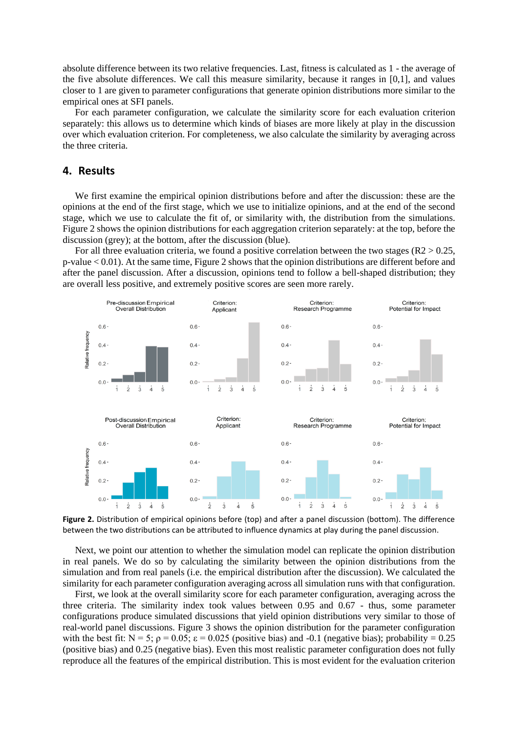absolute difference between its two relative frequencies. Last, fitness is calculated as 1 - the average of the five absolute differences. We call this measure similarity, because it ranges in [0,1], and values closer to 1 are given to parameter configurations that generate opinion distributions more similar to the empirical ones at SFI panels.

For each parameter configuration, we calculate the similarity score for each evaluation criterion separately: this allows us to determine which kinds of biases are more likely at play in the discussion over which evaluation criterion. For completeness, we also calculate the similarity by averaging across the three criteria.

## 4. Results

We first examine the empirical opinion distributions before and after the discussion: these are the opinions at the end of the first stage, which we use to initialize opinions, and at the end of the second stage, which we use to calculate the fit of, or similarity with, the distribution from the simulations. Figure 2 shows the opinion distributions for each aggregation criterion separately: at the top, before the discussion (grey); at the bottom, after the discussion (blue).

For all three evaluation criteria, we found a positive correlation between the two stages ($R2 > 0.25$, p-value $< 0.01$). At the same time, Figure 2 shows that the opinion distributions are different before and after the panel discussion. After a discussion, opinions tend to follow a bell-shaped distribution; they are overall less positive, and extremely positive scores are seen more rarely.

**Figure 2.** Distribution of empirical opinions before (top) and after a panel discussion (bottom). The difference between the two distributions can be attributed to influence dynamics at play during the panel discussion.

Next, we point our attention to whether the simulation model can replicate the opinion distribution in real panels. We do so by calculating the similarity between the opinion distributions from the simulation and from real panels (i.e. the empirical distribution after the discussion). We calculated the similarity for each parameter configuration averaging across all simulation runs with that configuration.

First, we look at the overall similarity score for each parameter configuration, averaging across the three criteria. The similarity index took values between 0.95 and 0.67 - thus, some parameter configurations produce simulated discussions that yield opinion distributions very similar to those of real-world panel discussions. Figure 3 shows the opinion distribution for the parameter configuration with the best fit: $N = 5$; $\rho = 0.05$; $\varepsilon = 0.025$ (positive bias) and -0.1 (negative bias); probability = 0.25 (positive bias) and 0.25 (negative bias). Even this most realistic parameter configuration does not fully reproduce all the features of the empirical distribution. This is most evident for the evaluation criterion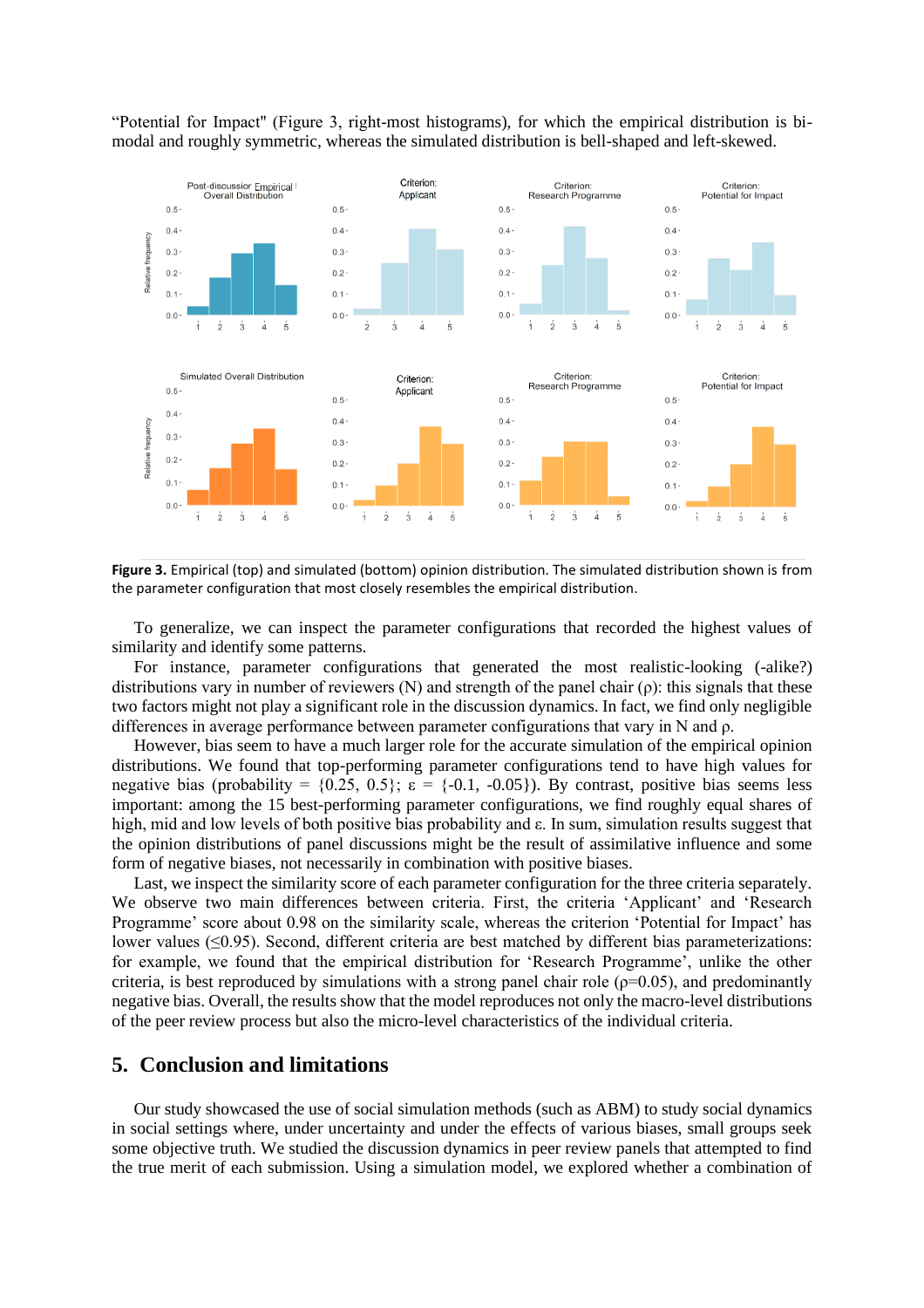"Potential for Impact" (Figure 3, right-most histograms), for which the empirical distribution is bi-modal and roughly symmetric, whereas the simulated distribution is bell-shaped and left-skewed.

**Figure 3.** Empirical (top) and simulated (bottom) opinion distribution. The simulated distribution shown is from the parameter configuration that most closely resembles the empirical distribution.

To generalize, we can inspect the parameter configurations that recorded the highest values of similarity and identify some patterns.

For instance, parameter configurations that generated the most realistic-looking (-alike?) distributions vary in number of reviewers (N) and strength of the panel chair (ρ): this signals that these two factors might not play a significant role in the discussion dynamics. In fact, we find only negligible differences in average performance between parameter configurations that vary in N and ρ.

However, bias seem to have a much larger role for the accurate simulation of the empirical opinion distributions. We found that top-performing parameter configurations tend to have high values for negative bias (probability = {0.25, 0.5}; ε = {-0.1, -0.05}). By contrast, positive bias seems less important: among the 15 best-performing parameter configurations, we find roughly equal shares of high, mid and low levels of both positive bias probability and ε. In sum, simulation results suggest that the opinion distributions of panel discussions might be the result of assimilative influence and some form of negative biases, not necessarily in combination with positive biases.

Last, we inspect the similarity score of each parameter configuration for the three criteria separately. We observe two main differences between criteria. First, the criteria 'Applicant' and 'Research Programme' score about 0.98 on the similarity scale, whereas the criterion 'Potential for Impact' has lower values (≤0.95). Second, different criteria are best matched by different bias parameterizations: for example, we found that the empirical distribution for 'Research Programme', unlike the other criteria, is best reproduced by simulations with a strong panel chair role (ρ=0.05), and predominantly negative bias. Overall, the results show that the model reproduces not only the macro-level distributions of the peer review process but also the micro-level characteristics of the individual criteria.

## 5. Conclusion and limitations

Our study showcased the use of social simulation methods (such as ABM) to study social dynamics in social settings where, under uncertainty and under the effects of various biases, small groups seek some objective truth. We studied the discussion dynamics in peer review panels that attempted to find the true merit of each submission. Using a simulation model, we explored whether a combination of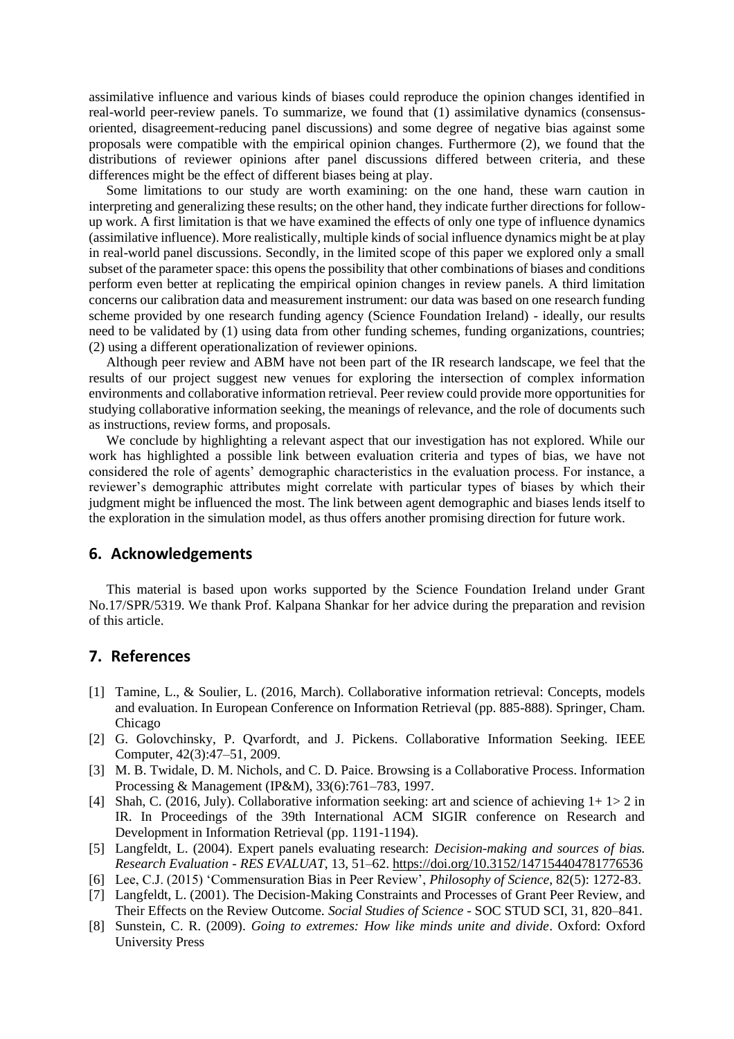assimilative influence and various kinds of biases could reproduce the opinion changes identified in real-world peer-review panels. To summarize, we found that (1) assimilative dynamics (consensus-oriented, disagreement-reducing panel discussions) and some degree of negative bias against some proposals were compatible with the empirical opinion changes. Furthermore (2), we found that the distributions of reviewer opinions after panel discussions differed between criteria, and these differences might be the effect of different biases being at play.

Some limitations to our study are worth examining: on the one hand, these warn caution in interpreting and generalizing these results; on the other hand, they indicate further directions for follow-up work. A first limitation is that we have examined the effects of only one type of influence dynamics (assimilative influence). More realistically, multiple kinds of social influence dynamics might be at play in real-world panel discussions. Secondly, in the limited scope of this paper we explored only a small subset of the parameter space: this opens the possibility that other combinations of biases and conditions perform even better at replicating the empirical opinion changes in review panels. A third limitation concerns our calibration data and measurement instrument: our data was based on one research funding scheme provided by one research funding agency (Science Foundation Ireland) - ideally, our results need to be validated by (1) using data from other funding schemes, funding organizations, countries; (2) using a different operationalization of reviewer opinions.

Although peer review and ABM have not been part of the IR research landscape, we feel that the results of our project suggest new venues for exploring the intersection of complex information environments and collaborative information retrieval. Peer review could provide more opportunities for studying collaborative information seeking, the meanings of relevance, and the role of documents such as instructions, review forms, and proposals.

We conclude by highlighting a relevant aspect that our investigation has not explored. While our work has highlighted a possible link between evaluation criteria and types of bias, we have not considered the role of agents' demographic characteristics in the evaluation process. For instance, a reviewer's demographic attributes might correlate with particular types of biases by which their judgment might be influenced the most. The link between agent demographic and biases lends itself to the exploration in the simulation model, as thus offers another promising direction for future work.

## 6. Acknowledgements

This material is based upon works supported by the Science Foundation Ireland under Grant No.17/SPR/5319. We thank Prof. Kalpana Shankar for her advice during the preparation and revision of this article.

## 7. References

[1] Tamine, L., & Soulier, L. (2016, March). Collaborative information retrieval: Concepts, models and evaluation. In European Conference on Information Retrieval (pp. 885-888). Springer, Cham. Chicago

[2] G. Golovchinsky, P. Qvarfordt, and J. Pickens. Collaborative Information Seeking. IEEE Computer, 42(3):47–51, 2009.

[3] M. B. Twidale, D. M. Nichols, and C. D. Paice. Browsing is a Collaborative Process. Information Processing & Management (IP&M), 33(6):761–783, 1997.

[4] Shah, C. (2016, July). Collaborative information seeking: art and science of achieving 1+ 1> 2 in IR. In Proceedings of the 39th International ACM SIGIR conference on Research and Development in Information Retrieval (pp. 1191-1194).

[5] Langfeldt, L. (2004). Expert panels evaluating research: *Decision-making and sources of bias. Research Evaluation - RES EVALUAT*, 13, 51–62. https://doi.org/10.3152/147154404781776536

[6] Lee, C.J. (2015) 'Commensuration Bias in Peer Review', *Philosophy of Science*, 82(5): 1272-83.

[7] Langfeldt, L. (2001). The Decision-Making Constraints and Processes of Grant Peer Review, and Their Effects on the Review Outcome. *Social Studies of Science* - SOC STUD SCI, 31, 820–841.

[8] Sunstein, C. R. (2009). *Going to extremes: How like minds unite and divide*. Oxford: Oxford University Press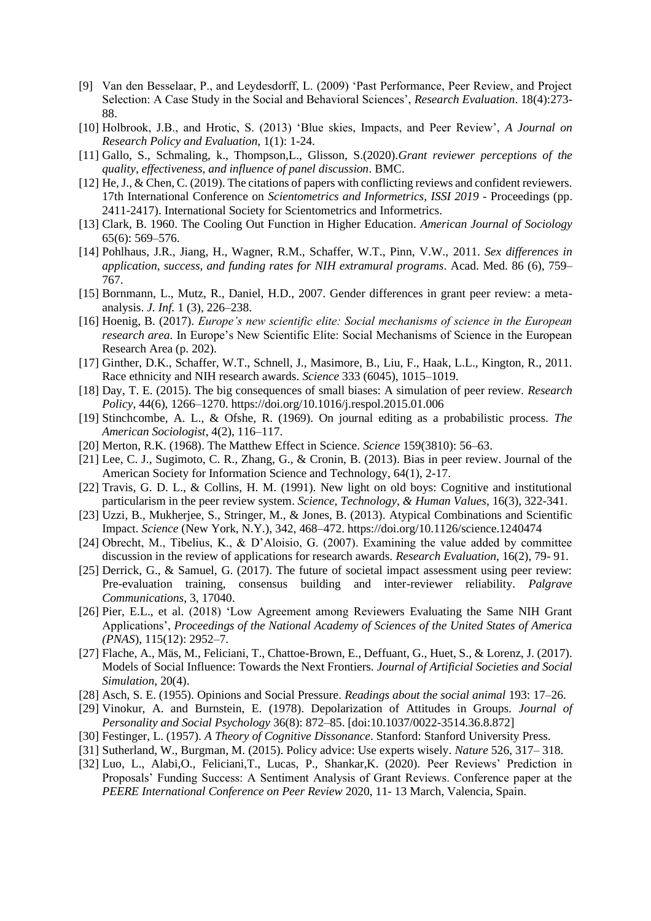[9] Van den Besselaar, P., and Leydesdorff, L. (2009) 'Past Performance, Peer Review, and Project Selection: A Case Study in the Social and Behavioral Sciences', *Research Evaluation*. 18(4):273-88.

[10] Holbrook, J.B., and Hrotic, S. (2013) 'Blue skies, Impacts, and Peer Review', *A Journal on Research Policy and Evaluation*, 1(1): 1-24.

[11] Gallo, S., Schmaling, k., Thompson,L., Glisson, S.(2020).*Grant reviewer perceptions of the quality, effectiveness, and influence of panel discussion*. BMC.

[12] He, J., & Chen, C. (2019). The citations of papers with conflicting reviews and confident reviewers. 17th International Conference on *Scientometrics and Informetrics, ISSI 2019* - Proceedings (pp. 2411-2417). International Society for Scientometrics and Informetrics.

[13] Clark, B. 1960. The Cooling Out Function in Higher Education. *American Journal of Sociology* 65(6): 569–576.

[14] Pohlhaus, J.R., Jiang, H., Wagner, R.M., Schaffer, W.T., Pinn, V.W., 2011. *Sex differences in application, success, and funding rates for NIH extramural programs*. Acad. Med. 86 (6), 759–767.

[15] Bornmann, L., Mutz, R., Daniel, H.D., 2007. Gender differences in grant peer review: a meta-analysis. *J. Inf.* 1 (3), 226–238.

[16] Hoenig, B. (2017). *Europe's new scientific elite: Social mechanisms of science in the European research area.* In Europe's New Scientific Elite: Social Mechanisms of Science in the European Research Area (p. 202).

[17] Ginther, D.K., Schaffer, W.T., Schnell, J., Masimore, B., Liu, F., Haak, L.L., Kington, R., 2011. Race ethnicity and NIH research awards. *Science* 333 (6045), 1015–1019.

[18] Day, T. E. (2015). The big consequences of small biases: A simulation of peer review. *Research Policy*, 44(6), 1266–1270. https://doi.org/10.1016/j.respol.2015.01.006

[19] Stinchcombe, A. L., & Ofshe, R. (1969). On journal editing as a probabilistic process. *The American Sociologist*, 4(2), 116–117.

[20] Merton, R.K. (1968). The Matthew Effect in Science. *Science* 159(3810): 56–63.

[21] Lee, C. J., Sugimoto, C. R., Zhang, G., & Cronin, B. (2013). Bias in peer review. Journal of the American Society for Information Science and Technology, 64(1), 2-17.

[22] Travis, G. D. L., & Collins, H. M. (1991). New light on old boys: Cognitive and institutional particularism in the peer review system. *Science, Technology, & Human Values*, 16(3), 322-341.

[23] Uzzi, B., Mukherjee, S., Stringer, M., & Jones, B. (2013). Atypical Combinations and Scientific Impact. *Science* (New York, N.Y.), 342, 468–472. https://doi.org/10.1126/science.1240474

[24] Obrecht, M., Tibelius, K., & D'Aloisio, G. (2007). Examining the value added by committee discussion in the review of applications for research awards. *Research Evaluation*, 16(2), 79- 91.

[25] Derrick, G., & Samuel, G. (2017). The future of societal impact assessment using peer review: Pre-evaluation training, consensus building and inter-reviewer reliability. *Palgrave Communications*, 3, 17040.

[26] Pier, E.L., et al. (2018) 'Low Agreement among Reviewers Evaluating the Same NIH Grant Applications', *Proceedings of the National Academy of Sciences of the United States of America (PNAS*), 115(12): 2952–7.

[27] Flache, A., Mäs, M., Feliciani, T., Chattoe-Brown, E., Deffuant, G., Huet, S., & Lorenz, J. (2017). Models of Social Influence: Towards the Next Frontiers. *Journal of Artificial Societies and Social Simulation*, 20(4).

[28] Asch, S. E. (1955). Opinions and Social Pressure. *Readings about the social animal* 193: 17–26.

[29] Vinokur, A. and Burnstein, E. (1978). Depolarization of Attitudes in Groups. *Journal of Personality and Social Psychology* 36(8): 872–85. [doi:10.1037/0022-3514.36.8.872]

[30] Festinger, L. (1957). *A Theory of Cognitive Dissonance*. Stanford: Stanford University Press.

[31] Sutherland, W., Burgman, M. (2015). Policy advice: Use experts wisely. *Nature* 526, 317– 318.

[32] Luo, L., Alabi,O., Feliciani,T., Lucas, P., Shankar,K. (2020). Peer Reviews' Prediction in Proposals' Funding Success: A Sentiment Analysis of Grant Reviews. Conference paper at the *PEERE International Conference on Peer Review* 2020, 11- 13 March, Valencia, Spain.